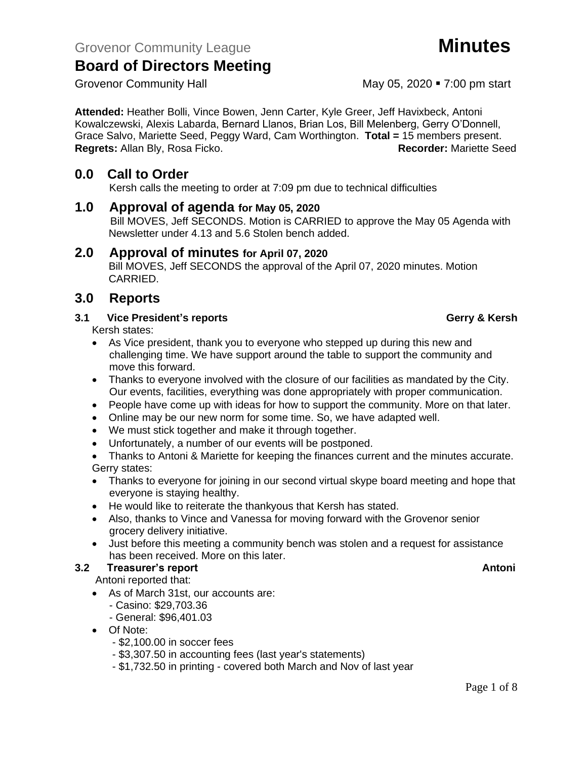Grovenor Community League **Minutes**

# Board of Directors Meeting

Grovenor Community Hall May 05, 2020 ▪ 7:00 pm start

**Attended:** Heather Bolli, Vince Bowen, Jenn Carter, Kyle Greer, Jeff Havixbeck, Antoni Kowalczewski, Alexis Labarda, Bernard Llanos, Brian Los, Bill Melenberg, Gerry O'Donnell, Grace Salvo, Mariette Seed, Peggy Ward, Cam Worthington. **Total =** 15 members present.
**Regrets:** Allan Bly, Rosa Ficko. **Recorder:** Mariette Seed

## 0.0 Call to Order

Kersh calls the meeting to order at 7:09 pm due to technical difficulties

## 1.0 Approval of agenda for May 05, 2020

Bill MOVES, Jeff SECONDS. Motion is CARRIED to approve the May 05 Agenda with Newsletter under 4.13 and 5.6 Stolen bench added.

## 2.0 Approval of minutes for April 07, 2020

Bill MOVES, Jeff SECONDS the approval of the April 07, 2020 minutes. Motion CARRIED.

## 3.0 Reports

### 3.1 Vice President's reports — Gerry & Kersh

Kersh states:

- As Vice president, thank you to everyone who stepped up during this new and challenging time. We have support around the table to support the community and move this forward.
- Thanks to everyone involved with the closure of our facilities as mandated by the City. Our events, facilities, everything was done appropriately with proper communication.
- People have come up with ideas for how to support the community. More on that later.
- Online may be our new norm for some time. So, we have adapted well.
- We must stick together and make it through together.
- Unfortunately, a number of our events will be postponed.
- Thanks to Antoni & Mariette for keeping the finances current and the minutes accurate.

Gerry states:

- Thanks to everyone for joining in our second virtual skype board meeting and hope that everyone is staying healthy.
- He would like to reiterate the thankyous that Kersh has stated.
- Also, thanks to Vince and Vanessa for moving forward with the Grovenor senior grocery delivery initiative.
- Just before this meeting a community bench was stolen and a request for assistance has been received. More on this later.

### 3.2 Treasurer's report — Antoni

Antoni reported that:

- As of March 31st, our accounts are:
  - Casino: $29,703.36
  - General: $96,401.03
- Of Note:
  - $2,100.00 in soccer fees
  - $3,307.50 in accounting fees (last year's statements)
  - $1,732.50 in printing - covered both March and Nov of last year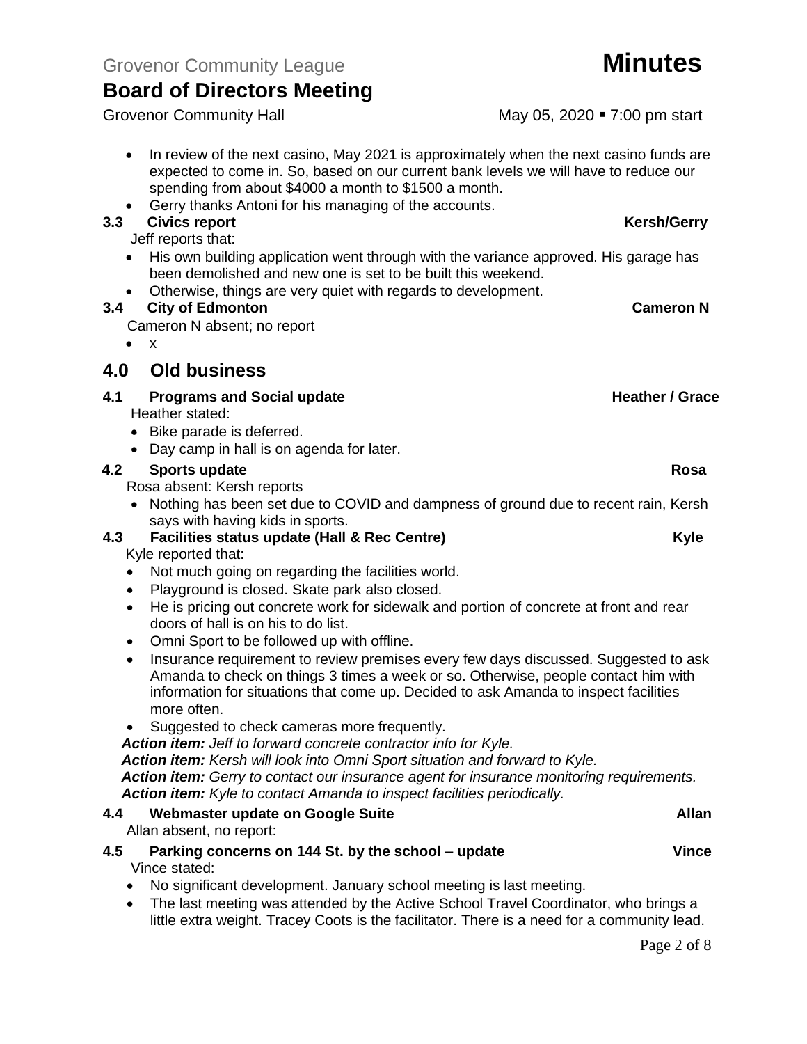- In review of the next casino, May 2021 is approximately when the next casino funds are expected to come in. So, based on our current bank levels we will have to reduce our spending from about $4000 a month to $1500 a month.
- Gerry thanks Antoni for his managing of the accounts.

### 3.3 Civics report — Kersh/Gerry

Jeff reports that:

- His own building application went through with the variance approved. His garage has been demolished and new one is set to be built this weekend.
- Otherwise, things are very quiet with regards to development.

### 3.4 City of Edmonton — Cameron N

Cameron N absent; no report

- x

## 4.0 Old business

### 4.1 Programs and Social update — Heather / Grace

Heather stated:

- Bike parade is deferred.
- Day camp in hall is on agenda for later.

### 4.2 Sports update — Rosa

Rosa absent: Kersh reports

- Nothing has been set due to COVID and dampness of ground due to recent rain, Kersh says with having kids in sports.

### 4.3 Facilities status update (Hall & Rec Centre) — Kyle

Kyle reported that:

- Not much going on regarding the facilities world.
- Playground is closed. Skate park also closed.
- He is pricing out concrete work for sidewalk and portion of concrete at front and rear doors of hall is on his to do list.
- Omni Sport to be followed up with offline.
- Insurance requirement to review premises every few days discussed. Suggested to ask Amanda to check on things 3 times a week or so. Otherwise, people contact him with information for situations that come up. Decided to ask Amanda to inspect facilities more often.
- Suggested to check cameras more frequently.

***Action item:*** *Jeff to forward concrete contractor info for Kyle.*
***Action item:*** *Kersh will look into Omni Sport situation and forward to Kyle.*
***Action item:*** *Gerry to contact our insurance agent for insurance monitoring requirements.*
***Action item:*** *Kyle to contact Amanda to inspect facilities periodically.*

### 4.4 Webmaster update on Google Suite — Allan

Allan absent, no report:

### 4.5 Parking concerns on 144 St. by the school – update — Vince

Vince stated:

- No significant development. January school meeting is last meeting.
- The last meeting was attended by the Active School Travel Coordinator, who brings a little extra weight. Tracey Coots is the facilitator. There is a need for a community lead.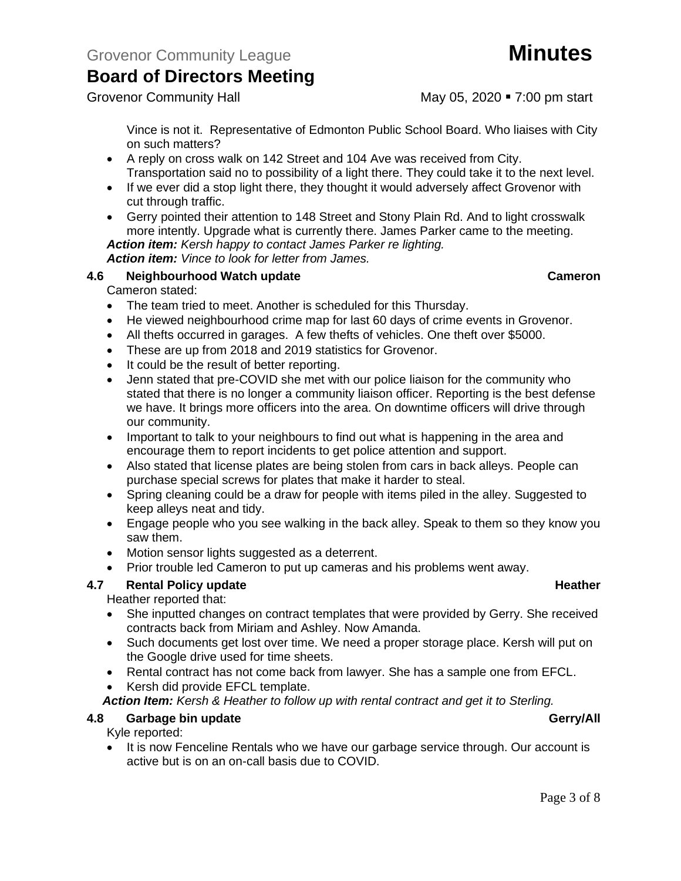Vince is not it. Representative of Edmonton Public School Board. Who liaises with City on such matters?

- A reply on cross walk on 142 Street and 104 Ave was received from City. Transportation said no to possibility of a light there. They could take it to the next level.
- If we ever did a stop light there, they thought it would adversely affect Grovenor with cut through traffic.
- Gerry pointed their attention to 148 Street and Stony Plain Rd. And to light crosswalk more intently. Upgrade what is currently there. James Parker came to the meeting.

***Action item:*** *Kersh happy to contact James Parker re lighting.*
***Action item:*** *Vince to look for letter from James.*

### 4.6 Neighbourhood Watch update — Cameron

Cameron stated:

- The team tried to meet. Another is scheduled for this Thursday.
- He viewed neighbourhood crime map for last 60 days of crime events in Grovenor.
- All thefts occurred in garages. A few thefts of vehicles. One theft over $5000.
- These are up from 2018 and 2019 statistics for Grovenor.
- It could be the result of better reporting.
- Jenn stated that pre-COVID she met with our police liaison for the community who stated that there is no longer a community liaison officer. Reporting is the best defense we have. It brings more officers into the area. On downtime officers will drive through our community.
- Important to talk to your neighbours to find out what is happening in the area and encourage them to report incidents to get police attention and support.
- Also stated that license plates are being stolen from cars in back alleys. People can purchase special screws for plates that make it harder to steal.
- Spring cleaning could be a draw for people with items piled in the alley. Suggested to keep alleys neat and tidy.
- Engage people who you see walking in the back alley. Speak to them so they know you saw them.
- Motion sensor lights suggested as a deterrent.
- Prior trouble led Cameron to put up cameras and his problems went away.

### 4.7 Rental Policy update — Heather

Heather reported that:

- She inputted changes on contract templates that were provided by Gerry. She received contracts back from Miriam and Ashley. Now Amanda.
- Such documents get lost over time. We need a proper storage place. Kersh will put on the Google drive used for time sheets.
- Rental contract has not come back from lawyer. She has a sample one from EFCL.
- Kersh did provide EFCL template.

***Action Item:*** *Kersh & Heather to follow up with rental contract and get it to Sterling.*

### 4.8 Garbage bin update — Gerry/All

Kyle reported:

- It is now Fenceline Rentals who we have our garbage service through. Our account is active but is on an on-call basis due to COVID.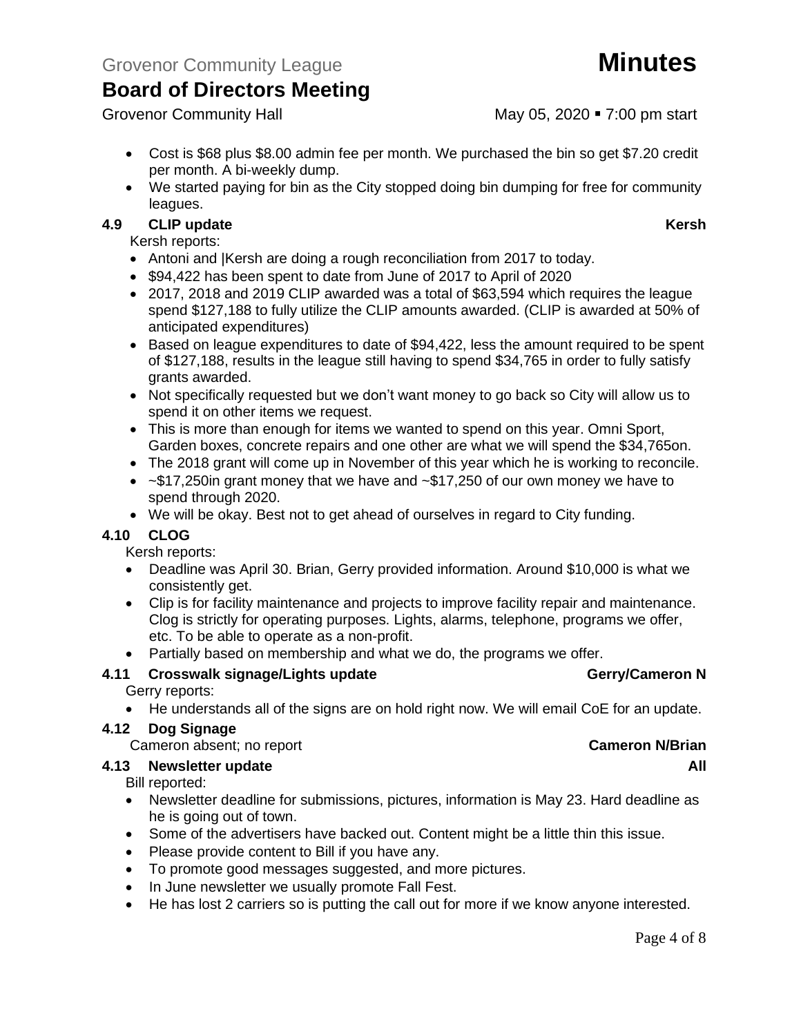- Cost is $68 plus $8.00 admin fee per month. We purchased the bin so get $7.20 credit per month. A bi-weekly dump.
- We started paying for bin as the City stopped doing bin dumping for free for community leagues.

### 4.9 CLIP update — Kersh

Kersh reports:

- Antoni and |Kersh are doing a rough reconciliation from 2017 to today.
- $94,422 has been spent to date from June of 2017 to April of 2020
- 2017, 2018 and 2019 CLIP awarded was a total of $63,594 which requires the league spend $127,188 to fully utilize the CLIP amounts awarded. (CLIP is awarded at 50% of anticipated expenditures)
- Based on league expenditures to date of $94,422, less the amount required to be spent of $127,188, results in the league still having to spend $34,765 in order to fully satisfy grants awarded.
- Not specifically requested but we don't want money to go back so City will allow us to spend it on other items we request.
- This is more than enough for items we wanted to spend on this year. Omni Sport, Garden boxes, concrete repairs and one other are what we will spend the $34,765on.
- The 2018 grant will come up in November of this year which he is working to reconcile.
- ~$17,250in grant money that we have and ~$17,250 of our own money we have to spend through 2020.
- We will be okay. Best not to get ahead of ourselves in regard to City funding.

### 4.10 CLOG

Kersh reports:

- Deadline was April 30. Brian, Gerry provided information. Around $10,000 is what we consistently get.
- Clip is for facility maintenance and projects to improve facility repair and maintenance. Clog is strictly for operating purposes. Lights, alarms, telephone, programs we offer, etc. To be able to operate as a non-profit.
- Partially based on membership and what we do, the programs we offer.

### 4.11 Crosswalk signage/Lights update — Gerry/Cameron N

Gerry reports:

- He understands all of the signs are on hold right now. We will email CoE for an update.

### 4.12 Dog Signage — Cameron N/Brian

Cameron absent; no report

### 4.13 Newsletter update — All

Bill reported:

- Newsletter deadline for submissions, pictures, information is May 23. Hard deadline as he is going out of town.
- Some of the advertisers have backed out. Content might be a little thin this issue.
- Please provide content to Bill if you have any.
- To promote good messages suggested, and more pictures.
- In June newsletter we usually promote Fall Fest.
- He has lost 2 carriers so is putting the call out for more if we know anyone interested.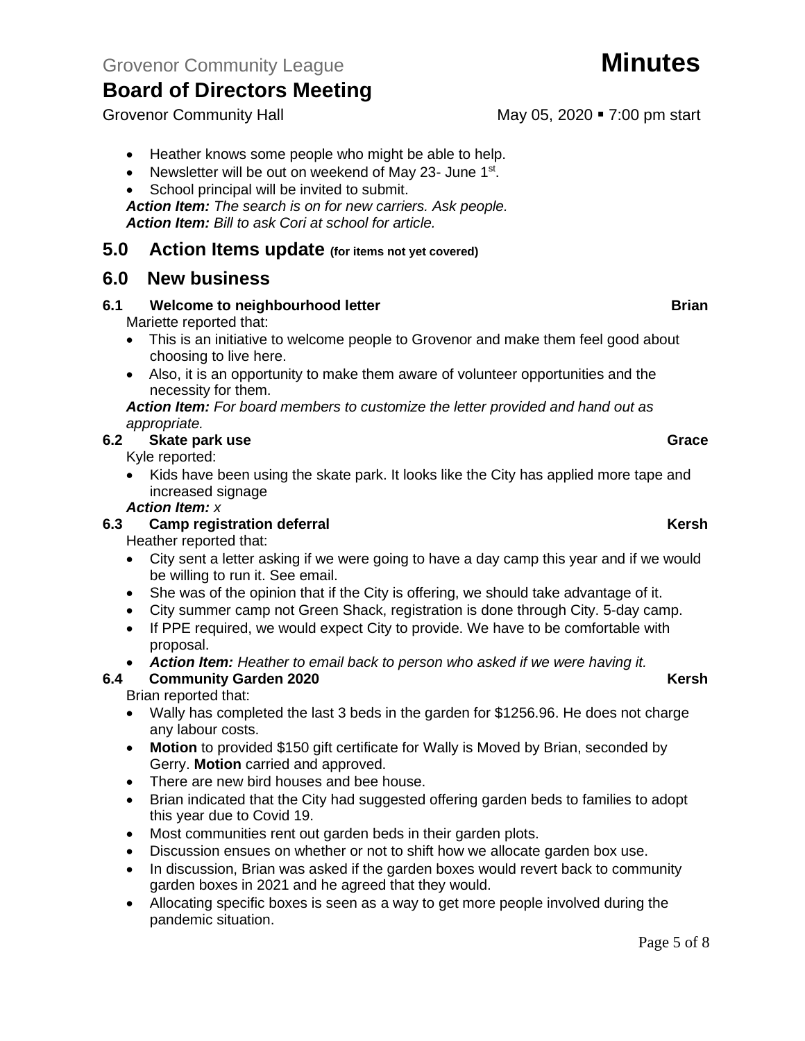- Heather knows some people who might be able to help.
- Newsletter will be out on weekend of May 23- June 1st.
- School principal will be invited to submit.

***Action Item:*** *The search is on for new carriers. Ask people.*
***Action Item:*** *Bill to ask Cori at school for article.*

## 5.0 Action Items update (for items not yet covered)

## 6.0 New business

### 6.1 Welcome to neighbourhood letter — Brian

Mariette reported that:

- This is an initiative to welcome people to Grovenor and make them feel good about choosing to live here.
- Also, it is an opportunity to make them aware of volunteer opportunities and the necessity for them.

***Action Item:*** *For board members to customize the letter provided and hand out as appropriate.*

### 6.2 Skate park use — Grace

Kyle reported:

- Kids have been using the skate park. It looks like the City has applied more tape and increased signage

***Action Item:*** *x*

### 6.3 Camp registration deferral — Kersh

Heather reported that:

- City sent a letter asking if we were going to have a day camp this year and if we would be willing to run it. See email.
- She was of the opinion that if the City is offering, we should take advantage of it.
- City summer camp not Green Shack, registration is done through City. 5-day camp.
- If PPE required, we would expect City to provide. We have to be comfortable with proposal.
- ***Action Item:*** *Heather to email back to person who asked if we were having it.*

### 6.4 Community Garden 2020 — Kersh

Brian reported that:

- Wally has completed the last 3 beds in the garden for $1256.96. He does not charge any labour costs.
- **Motion** to provided $150 gift certificate for Wally is Moved by Brian, seconded by Gerry. **Motion** carried and approved.
- There are new bird houses and bee house.
- Brian indicated that the City had suggested offering garden beds to families to adopt this year due to Covid 19.
- Most communities rent out garden beds in their garden plots.
- Discussion ensues on whether or not to shift how we allocate garden box use.
- In discussion, Brian was asked if the garden boxes would revert back to community garden boxes in 2021 and he agreed that they would.
- Allocating specific boxes is seen as a way to get more people involved during the pandemic situation.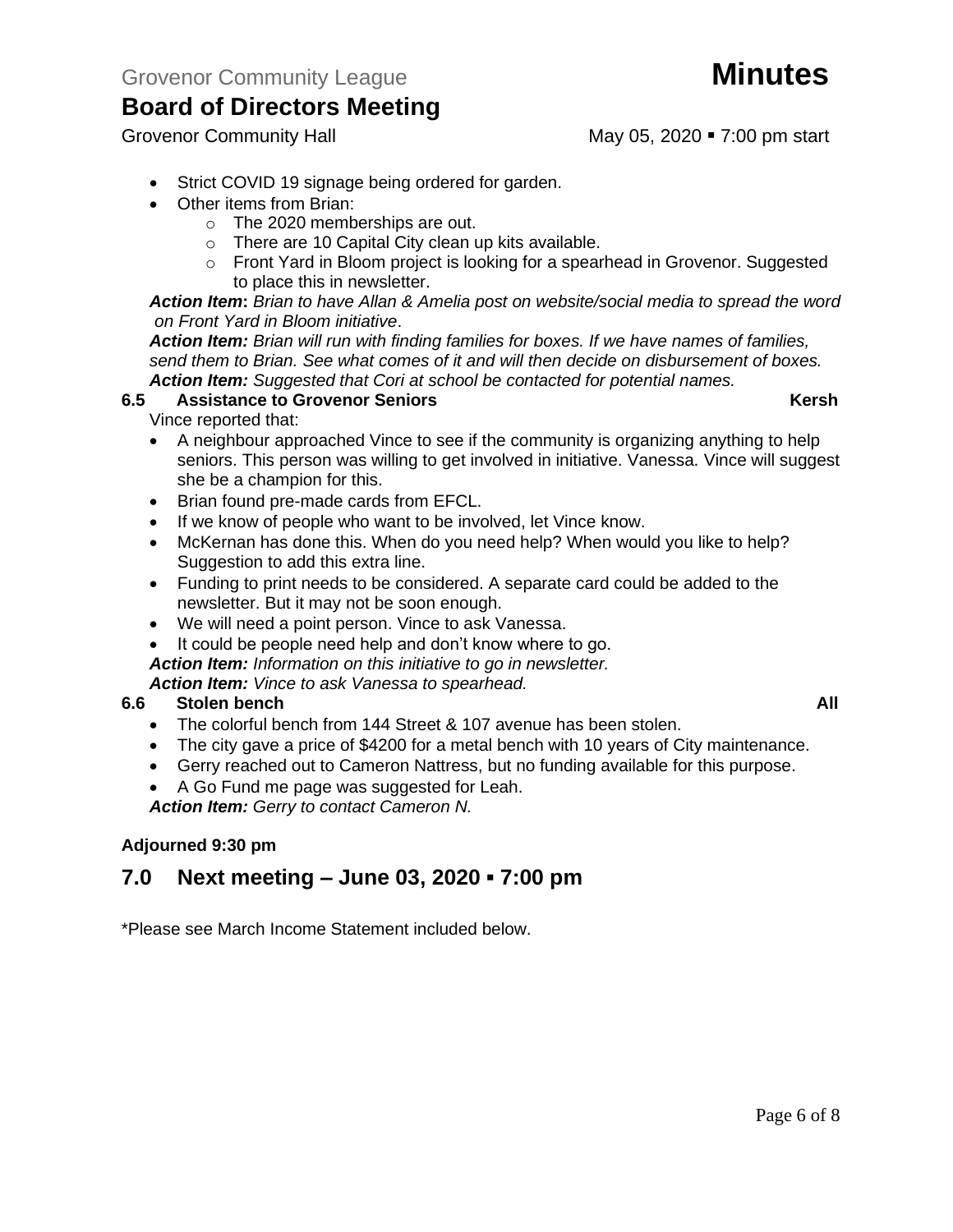- Strict COVID 19 signage being ordered for garden.
- Other items from Brian:
  - The 2020 memberships are out.
  - There are 10 Capital City clean up kits available.
  - Front Yard in Bloom project is looking for a spearhead in Grovenor. Suggested to place this in newsletter.

***Action Item*: *Brian to have Allan & Amelia post on website/social media to spread the word on Front Yard in Bloom initiative*.**

***Action Item:*** *Brian will run with finding families for boxes. If we have names of families, send them to Brian. See what comes of it and will then decide on disbursement of boxes.*

***Action Item:*** *Suggested that Cori at school be contacted for potential names.*

**6.5 Assistance to Grovenor Seniors — Kersh**

Vince reported that:

- A neighbour approached Vince to see if the community is organizing anything to help seniors. This person was willing to get involved in initiative. Vanessa. Vince will suggest she be a champion for this.
- Brian found pre-made cards from EFCL.
- If we know of people who want to be involved, let Vince know.
- McKernan has done this. When do you need help? When would you like to help? Suggestion to add this extra line.
- Funding to print needs to be considered. A separate card could be added to the newsletter. But it may not be soon enough.
- We will need a point person. Vince to ask Vanessa.
- It could be people need help and don't know where to go.

***Action Item:*** *Information on this initiative to go in newsletter.*

***Action Item:*** *Vince to ask Vanessa to spearhead.*

**6.6 Stolen bench — All**

- The colorful bench from 144 Street & 107 avenue has been stolen.
- The city gave a price of $4200 for a metal bench with 10 years of City maintenance.
- Gerry reached out to Cameron Nattress, but no funding available for this purpose.
- A Go Fund me page was suggested for Leah.

***Action Item:*** *Gerry to contact Cameron N.*

**Adjourned 9:30 pm**

## 7.0 Next meeting – June 03, 2020 ▪ 7:00 pm

*Please see March Income Statement included below.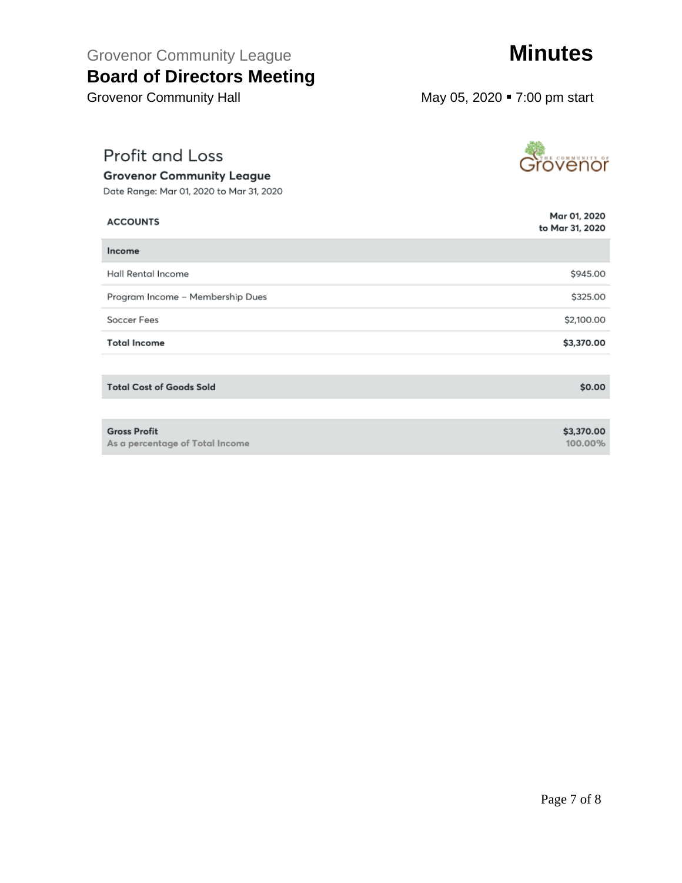## Profit and Loss

**Grovenor Community League**

Date Range: Mar 01, 2020 to Mar 31, 2020

| ACCOUNTS | Mar 01, 2020 to Mar 31, 2020 |
|---|---|
| **Income** | |
| Hall Rental Income | $945.00 |
| Program Income – Membership Dues | $325.00 |
| Soccer Fees | $2,100.00 |
| **Total Income** | **$3,370.00** |
| **Total Cost of Goods Sold** | **$0.00** |
| **Gross Profit** | **$3,370.00** |
| As a percentage of Total Income | 100.00% |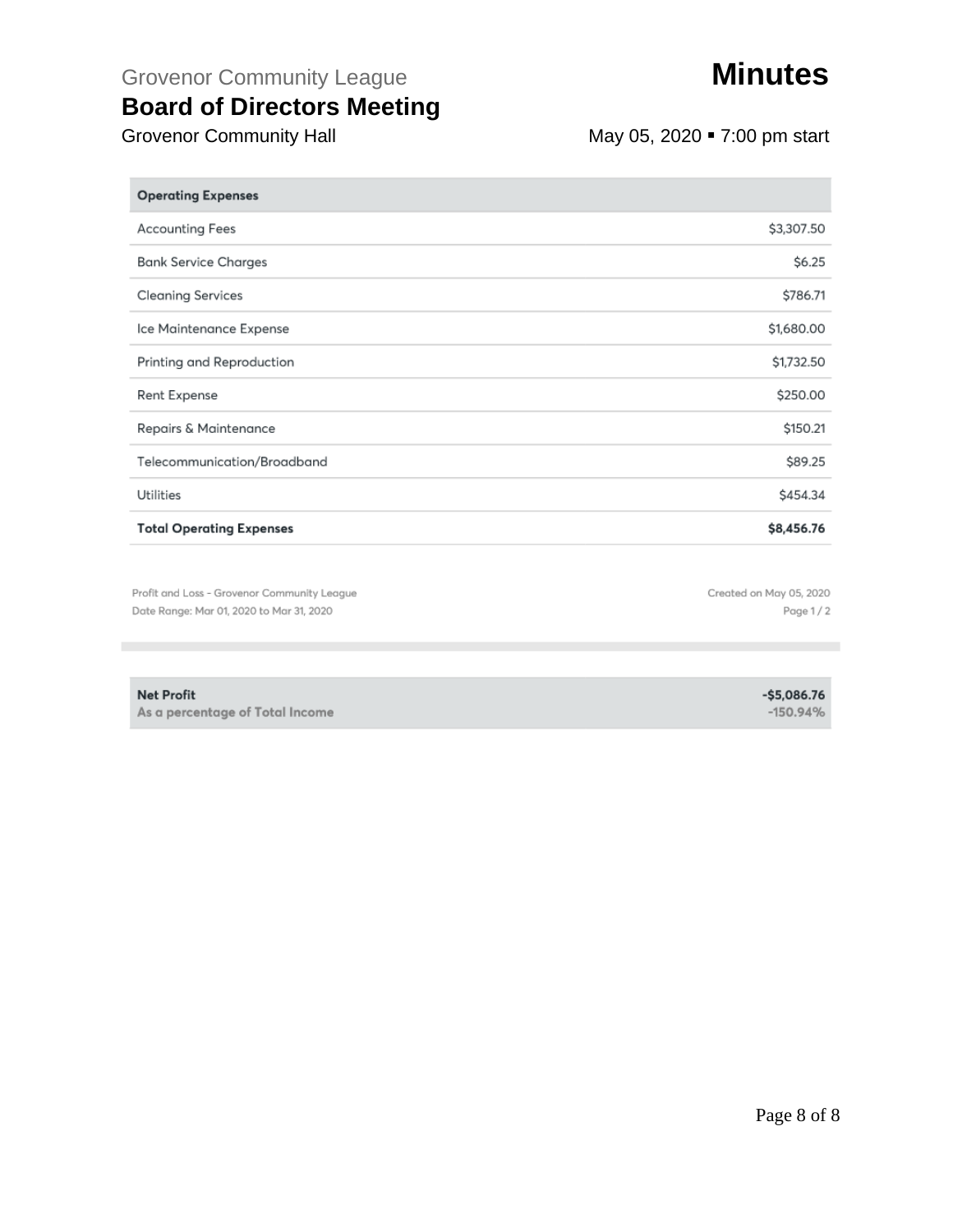| Operating Expenses | |
|---|---|
| Accounting Fees | $3,307.50 |
| Bank Service Charges | $6.25 |
| Cleaning Services | $786.71 |
| Ice Maintenance Expense | $1,680.00 |
| Printing and Reproduction | $1,732.50 |
| Rent Expense | $250.00 |
| Repairs & Maintenance | $150.21 |
| Telecommunication/Broadband | $89.25 |
| Utilities | $454.34 |
| **Total Operating Expenses** | **$8,456.76** |

Profit and Loss - Grovenor Community League
Date Range: Mar 01, 2020 to Mar 31, 2020

Created on May 05, 2020
Page 1 / 2

| | |
|---|---|
| **Net Profit** | **-$5,086.76** |
| As a percentage of Total Income | -150.94% |